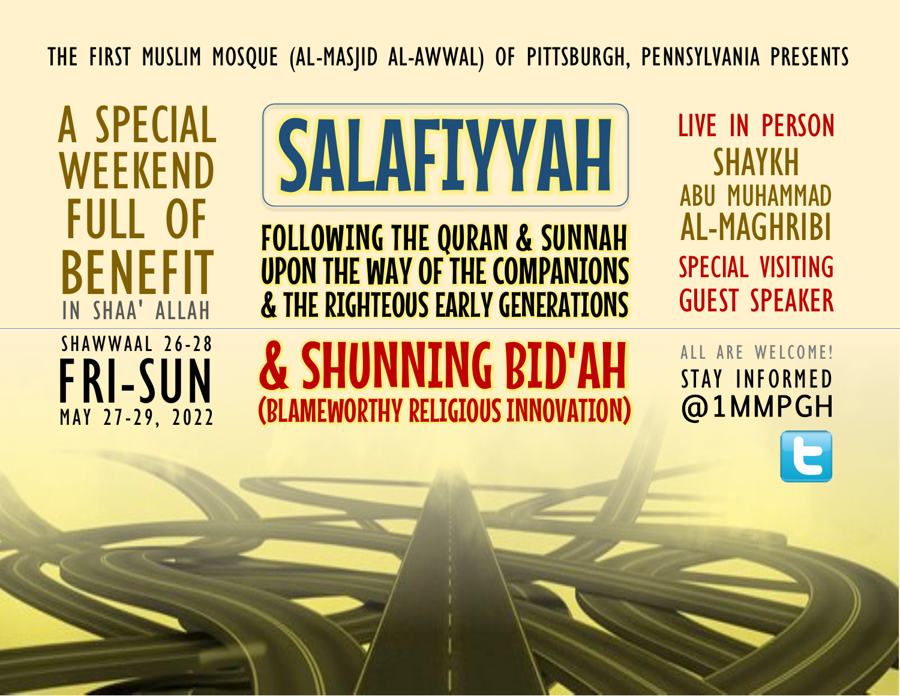THE FIRST MUSLIM MOSQUE (AL-MASJID AL-AWWAL) OF PITTSBURGH, PENNSYLVANIA PRESENTS

A SPECIAL WEEKEND FULL OF BENEFIT

IN SHAA' ALLAH

# SALAFIYYAH

## FOLLOWING THE QURAN & SUNNAH UPON THE WAY OF THE COMPANIONS & THE RIGHTEOUS EARLY GENERATIONS

## & SHUNNING BID'AH (BLAMEWORTHY RELIGIOUS INNOVATION)

LIVE IN PERSON

SHAYKH ABU MUHAMMAD AL-MAGHRIBI

SPECIAL VISITING GUEST SPEAKER

SHAWWAAL 26-28

**FRI-SUN**

MAY 27-29, 2022

ALL ARE WELCOME!

STAY INFORMED

@1MMPGH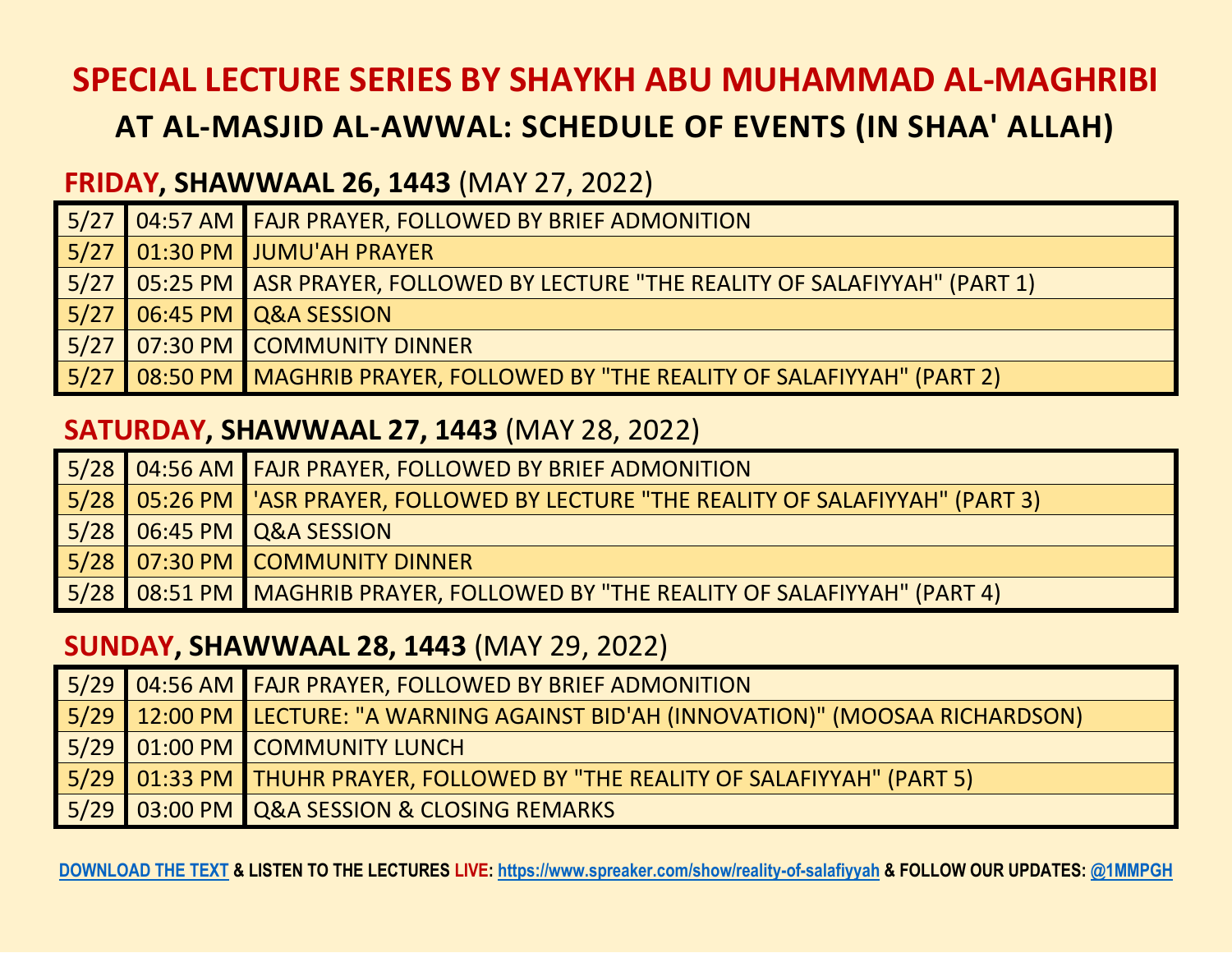# SPECIAL LECTURE SERIES BY SHAYKH ABU MUHAMMAD AL-MAGHRIBI

## AT AL-MASJID AL-AWWAL: SCHEDULE OF EVENTS (IN SHAA' ALLAH)

### FRIDAY, SHAWWAAL 26, 1443 (MAY 27, 2022)

| | | |
|---|---|---|
| 5/27 | 04:57 AM | FAJR PRAYER, FOLLOWED BY BRIEF ADMONITION |
| 5/27 | 01:30 PM | JUMU'AH PRAYER |
| 5/27 | 05:25 PM | ASR PRAYER, FOLLOWED BY LECTURE "THE REALITY OF SALAFIYYAH" (PART 1) |
| 5/27 | 06:45 PM | Q&A SESSION |
| 5/27 | 07:30 PM | COMMUNITY DINNER |
| 5/27 | 08:50 PM | MAGHRIB PRAYER, FOLLOWED BY "THE REALITY OF SALAFIYYAH" (PART 2) |

### SATURDAY, SHAWWAAL 27, 1443 (MAY 28, 2022)

| | | |
|---|---|---|
| 5/28 | 04:56 AM | FAJR PRAYER, FOLLOWED BY BRIEF ADMONITION |
| 5/28 | 05:26 PM | 'ASR PRAYER, FOLLOWED BY LECTURE "THE REALITY OF SALAFIYYAH" (PART 3) |
| 5/28 | 06:45 PM | Q&A SESSION |
| 5/28 | 07:30 PM | COMMUNITY DINNER |
| 5/28 | 08:51 PM | MAGHRIB PRAYER, FOLLOWED BY "THE REALITY OF SALAFIYYAH" (PART 4) |

### SUNDAY, SHAWWAAL 28, 1443 (MAY 29, 2022)

| | | |
|---|---|---|
| 5/29 | 04:56 AM | FAJR PRAYER, FOLLOWED BY BRIEF ADMONITION |
| 5/29 | 12:00 PM | LECTURE: "A WARNING AGAINST BID'AH (INNOVATION)" (MOOSAA RICHARDSON) |
| 5/29 | 01:00 PM | COMMUNITY LUNCH |
| 5/29 | 01:33 PM | THUHR PRAYER, FOLLOWED BY "THE REALITY OF SALAFIYYAH" (PART 5) |
| 5/29 | 03:00 PM | Q&A SESSION & CLOSING REMARKS |

**DOWNLOAD THE TEXT & LISTEN TO THE LECTURES LIVE: https://www.spreaker.com/show/reality-of-salafiyyah & FOLLOW OUR UPDATES: @1MMPGH**